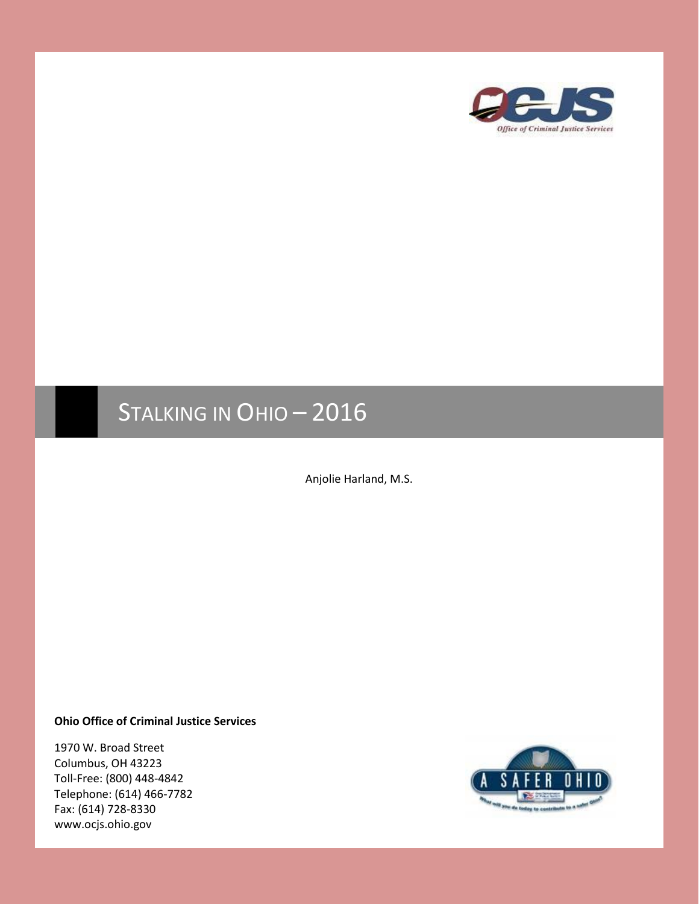# Stalking in Ohio – 2016

Anjolie Harland, M.S.

**Ohio Office of Criminal Justice Services**

1970 W. Broad Street
Columbus, OH 43223
Toll-Free: (800) 448-4842
Telephone: (614) 466-7782
Fax: (614) 728-8330
www.ocjs.ohio.gov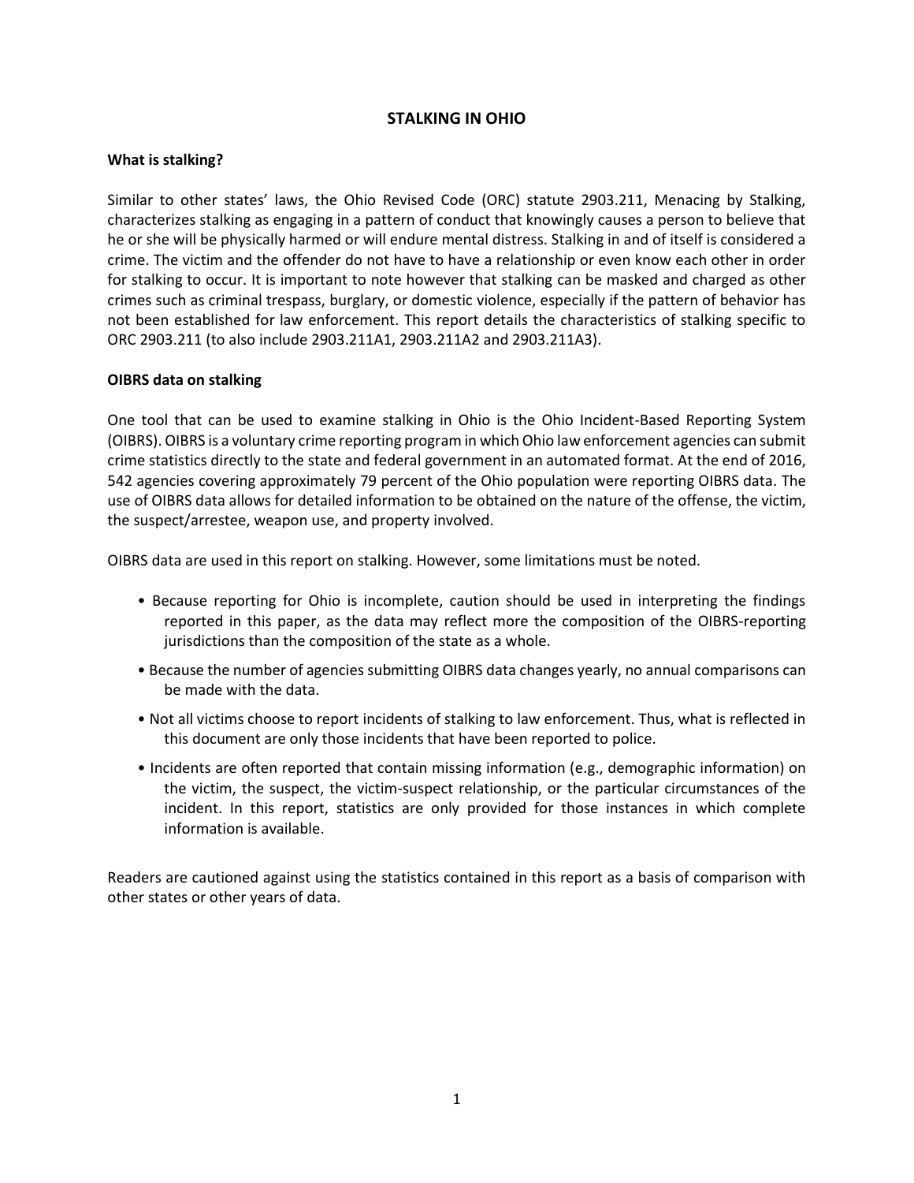# STALKING IN OHIO

**What is stalking?**

Similar to other states' laws, the Ohio Revised Code (ORC) statute 2903.211, Menacing by Stalking, characterizes stalking as engaging in a pattern of conduct that knowingly causes a person to believe that he or she will be physically harmed or will endure mental distress. Stalking in and of itself is considered a crime. The victim and the offender do not have to have a relationship or even know each other in order for stalking to occur. It is important to note however that stalking can be masked and charged as other crimes such as criminal trespass, burglary, or domestic violence, especially if the pattern of behavior has not been established for law enforcement. This report details the characteristics of stalking specific to ORC 2903.211 (to also include 2903.211A1, 2903.211A2 and 2903.211A3).

**OIBRS data on stalking**

One tool that can be used to examine stalking in Ohio is the Ohio Incident-Based Reporting System (OIBRS). OIBRS is a voluntary crime reporting program in which Ohio law enforcement agencies can submit crime statistics directly to the state and federal government in an automated format. At the end of 2016, 542 agencies covering approximately 79 percent of the Ohio population were reporting OIBRS data. The use of OIBRS data allows for detailed information to be obtained on the nature of the offense, the victim, the suspect/arrestee, weapon use, and property involved.

OIBRS data are used in this report on stalking. However, some limitations must be noted.

- Because reporting for Ohio is incomplete, caution should be used in interpreting the findings reported in this paper, as the data may reflect more the composition of the OIBRS-reporting jurisdictions than the composition of the state as a whole.
- Because the number of agencies submitting OIBRS data changes yearly, no annual comparisons can be made with the data.
- Not all victims choose to report incidents of stalking to law enforcement. Thus, what is reflected in this document are only those incidents that have been reported to police.
- Incidents are often reported that contain missing information (e.g., demographic information) on the victim, the suspect, the victim-suspect relationship, or the particular circumstances of the incident. In this report, statistics are only provided for those instances in which complete information is available.

Readers are cautioned against using the statistics contained in this report as a basis of comparison with other states or other years of data.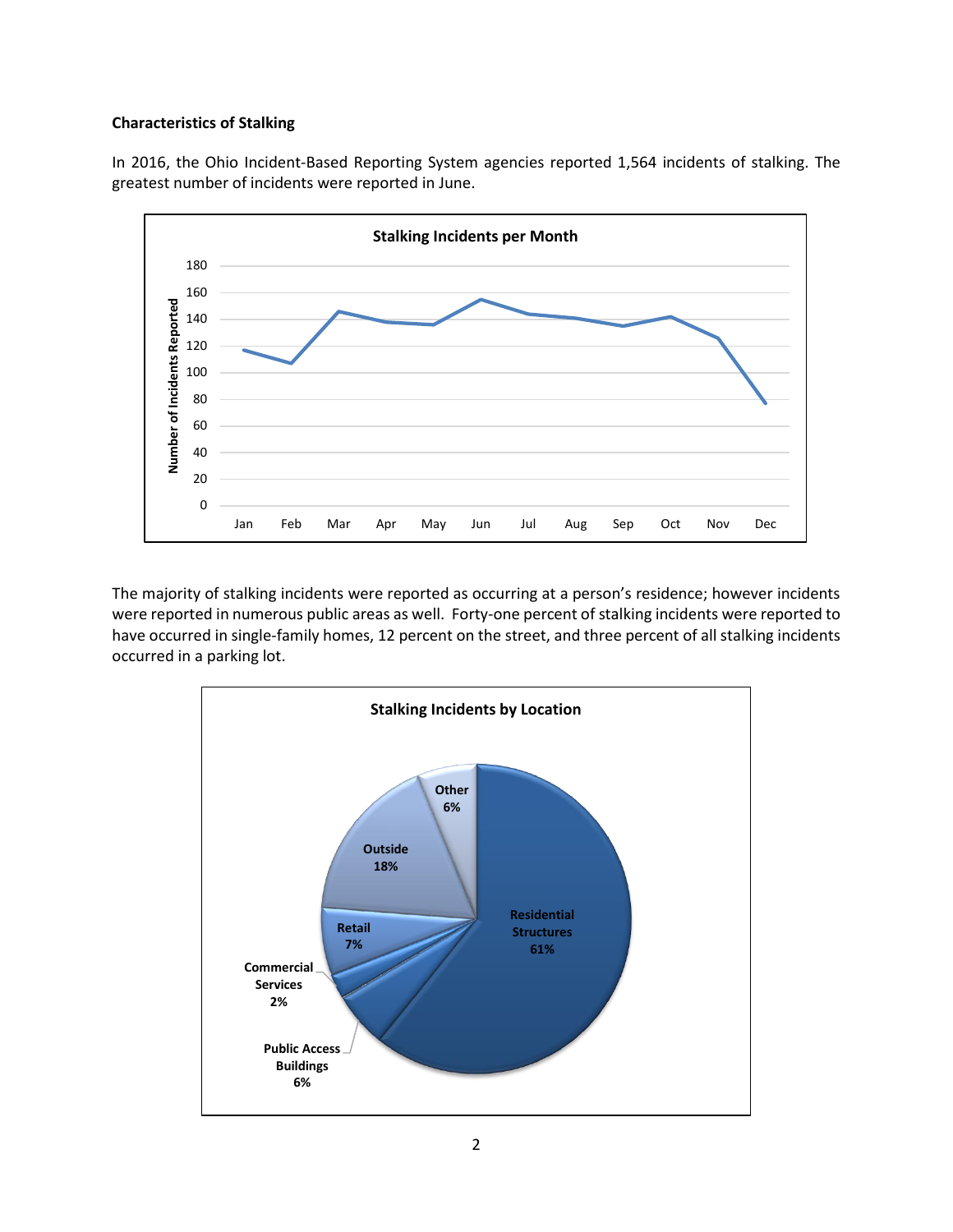**Characteristics of Stalking**

In 2016, the Ohio Incident-Based Reporting System agencies reported 1,564 incidents of stalking. The greatest number of incidents were reported in June.

Stalking Incidents per Month

Number of Incidents Reported

180
160
140
120
100
80
60
40
20
0

Jan Feb Mar Apr May Jun Jul Aug Sep Oct Nov Dec

The majority of stalking incidents were reported as occurring at a person's residence; however incidents were reported in numerous public areas as well. Forty-one percent of stalking incidents were reported to have occurred in single-family homes, 12 percent on the street, and three percent of all stalking incidents occurred in a parking lot.

Stalking Incidents by Location

Other 6%

Outside 18%

Retail 7%

Residential Structures 61%

Commercial Services 2%

Public Access Buildings 6%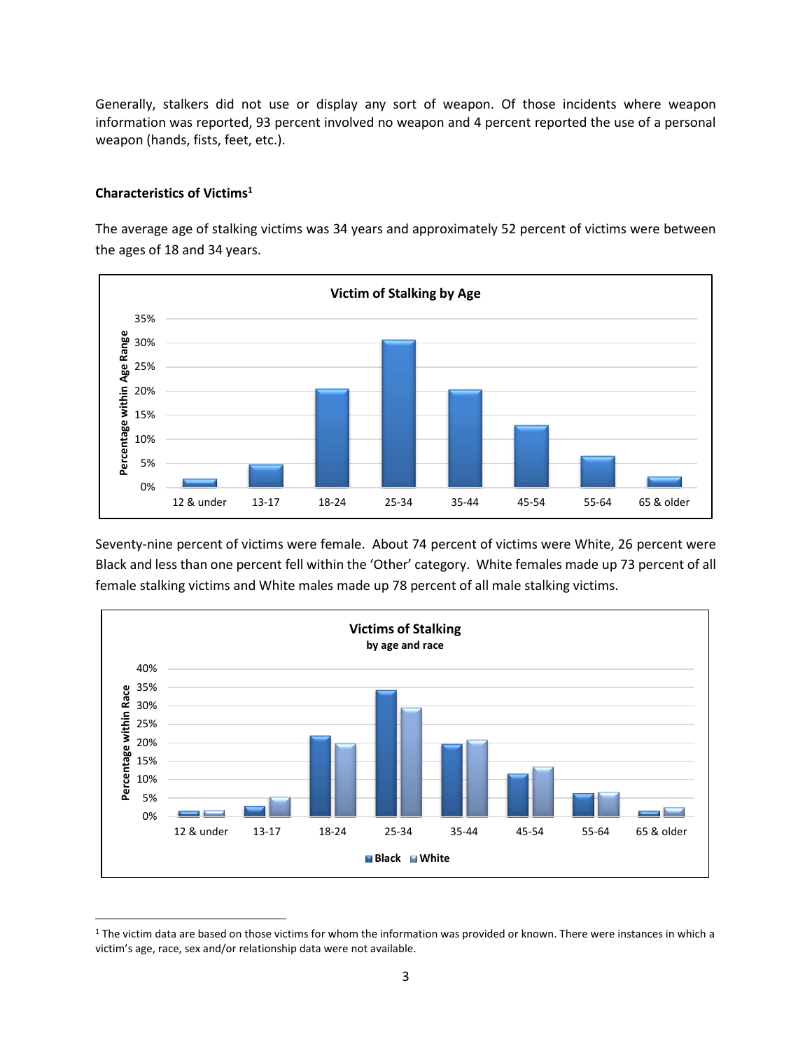Generally, stalkers did not use or display any sort of weapon. Of those incidents where weapon information was reported, 93 percent involved no weapon and 4 percent reported the use of a personal weapon (hands, fists, feet, etc.).

**Characteristics of Victims[1]**

The average age of stalking victims was 34 years and approximately 52 percent of victims were between the ages of 18 and 34 years.

Seventy-nine percent of victims were female. About 74 percent of victims were White, 26 percent were Black and less than one percent fell within the 'Other' category. White females made up 73 percent of all female stalking victims and White males made up 78 percent of all male stalking victims.

[1] The victim data are based on those victims for whom the information was provided or known. There were instances in which a victim's age, race, sex and/or relationship data were not available.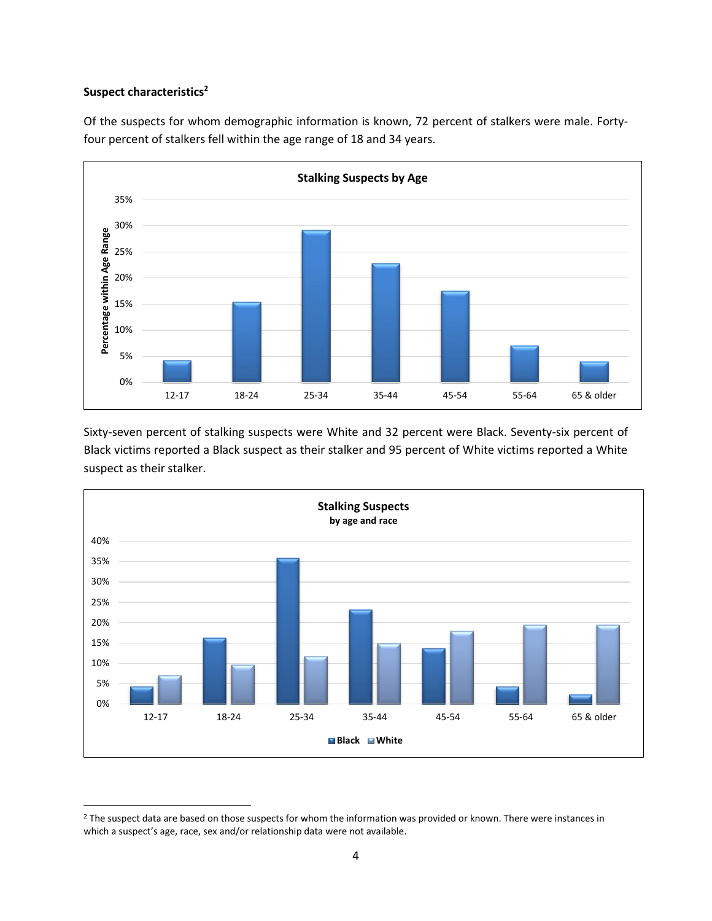### Suspect characteristics[2]

Of the suspects for whom demographic information is known, 72 percent of stalkers were male. Forty-four percent of stalkers fell within the age range of 18 and 34 years.

Stalking Suspects by Age

Percentage within Age Range

35%
30%
25%
20%
15%
10%
5%
0%

12-17 18-24 25-34 35-44 45-54 55-64 65 & older

Sixty-seven percent of stalking suspects were White and 32 percent were Black. Seventy-six percent of Black victims reported a Black suspect as their stalker and 95 percent of White victims reported a White suspect as their stalker.

Stalking Suspects
by age and race

40%
35%
30%
25%
20%
15%
10%
5%
0%

12-17 18-24 25-34 35-44 45-54 55-64 65 & older

Black White

---

[2] The suspect data are based on those suspects for whom the information was provided or known. There were instances in which a suspect's age, race, sex and/or relationship data were not available.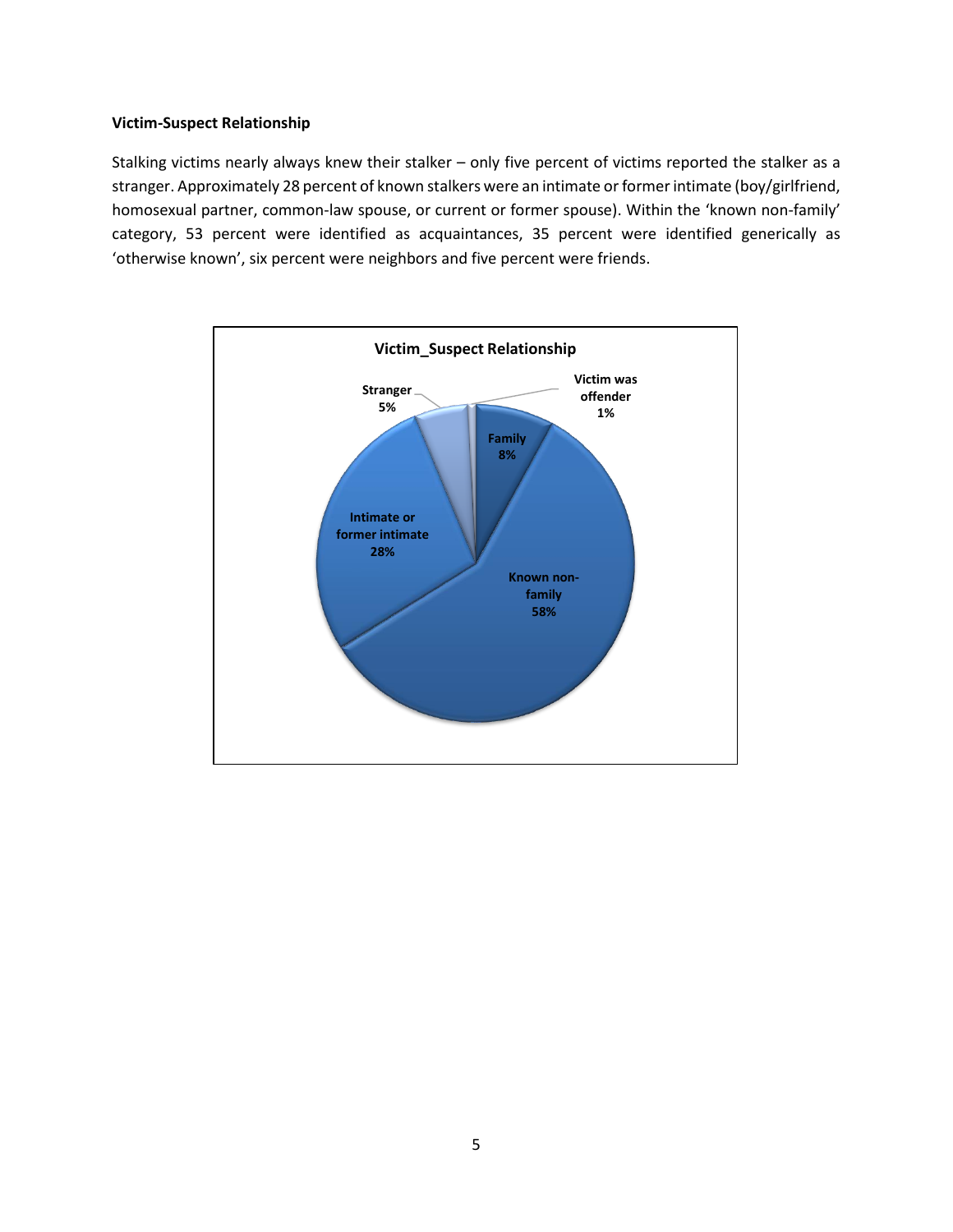**Victim-Suspect Relationship**

Stalking victims nearly always knew their stalker – only five percent of victims reported the stalker as a stranger. Approximately 28 percent of known stalkers were an intimate or former intimate (boy/girlfriend, homosexual partner, common-law spouse, or current or former spouse). Within the 'known non-family' category, 53 percent were identified as acquaintances, 35 percent were identified generically as 'otherwise known', six percent were neighbors and five percent were friends.

Victim_Suspect Relationship

Stranger
5%

Victim was offender
1%

Family
8%

Intimate or former intimate
28%

Known non-family
58%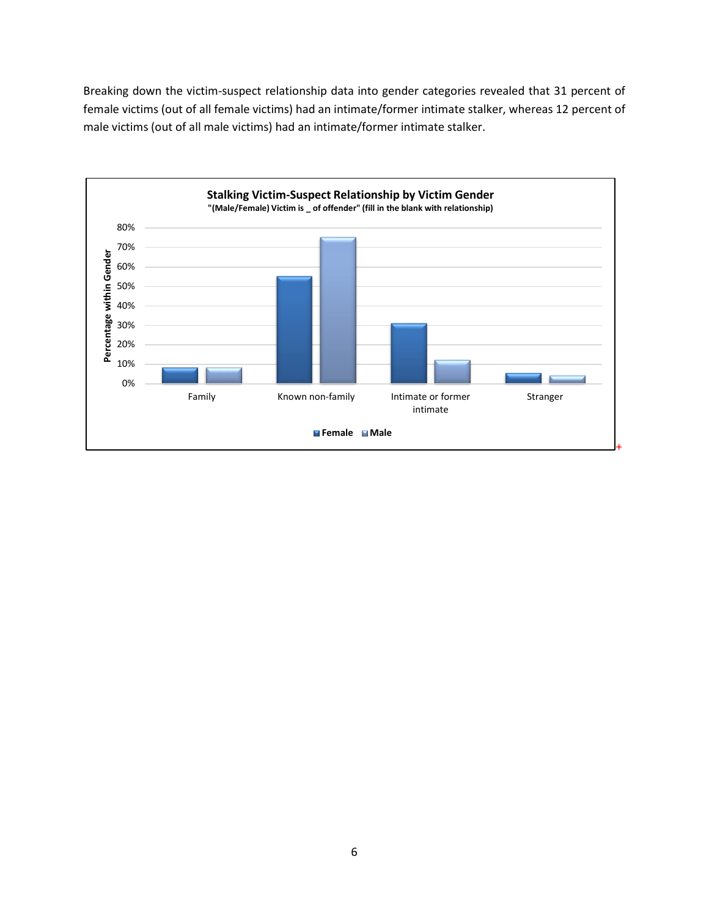Breaking down the victim-suspect relationship data into gender categories revealed that 31 percent of female victims (out of all female victims) had an intimate/former intimate stalker, whereas 12 percent of male victims (out of all male victims) had an intimate/former intimate stalker.

**Stalking Victim-Suspect Relationship by Victim Gender**

**"(Male/Female) Victim is _ of offender" (fill in the blank with relationship)**

Percentage within Gender

80%
70%
60%
50%
40%
30%
20%
10%
0%

Family
Known non-family
Intimate or former intimate
Stranger

Female
Male